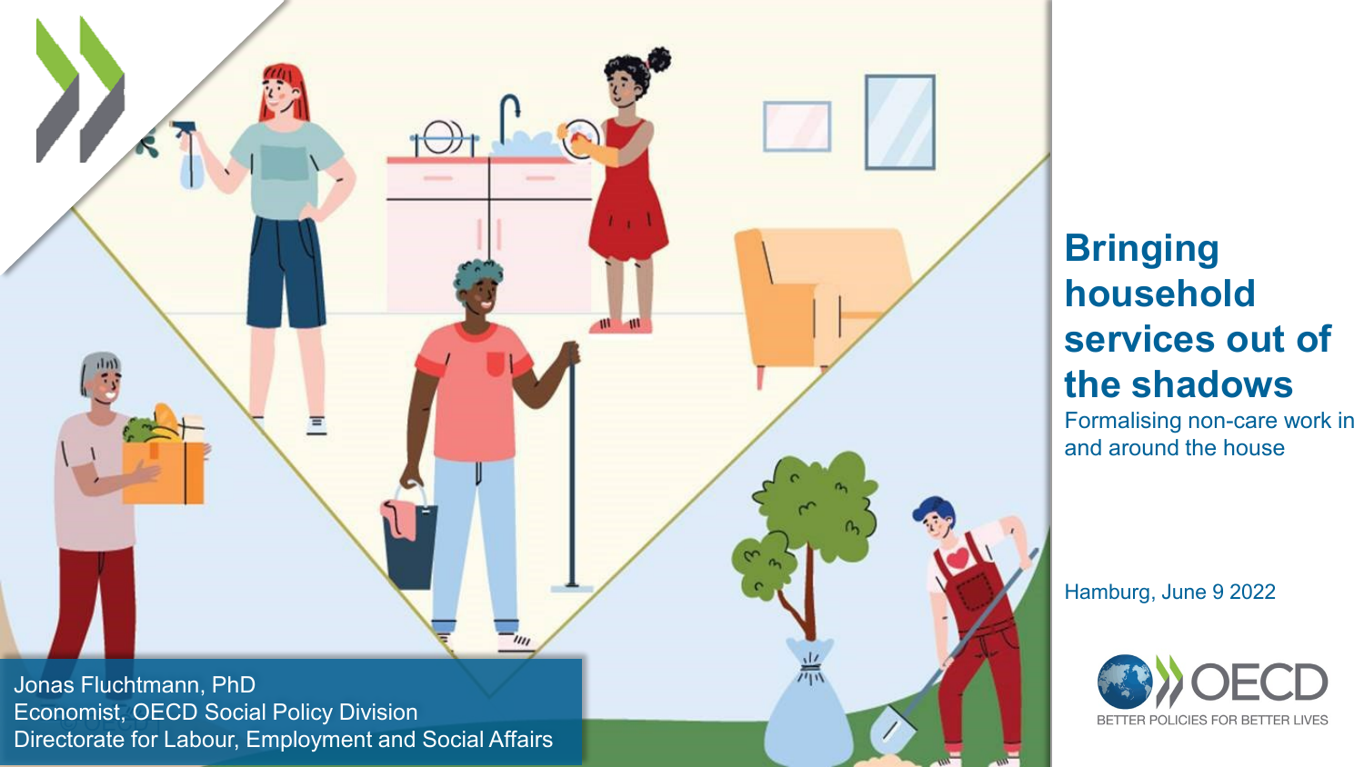# Bringing household services out of the shadows

Formalising non-care work in and around the house

Hamburg, June 9 2022

Jonas Fluchtmann, PhD
Economist, OECD Social Policy Division
Directorate for Labour, Employment and Social Affairs

OECD
BETTER POLICIES FOR BETTER LIVES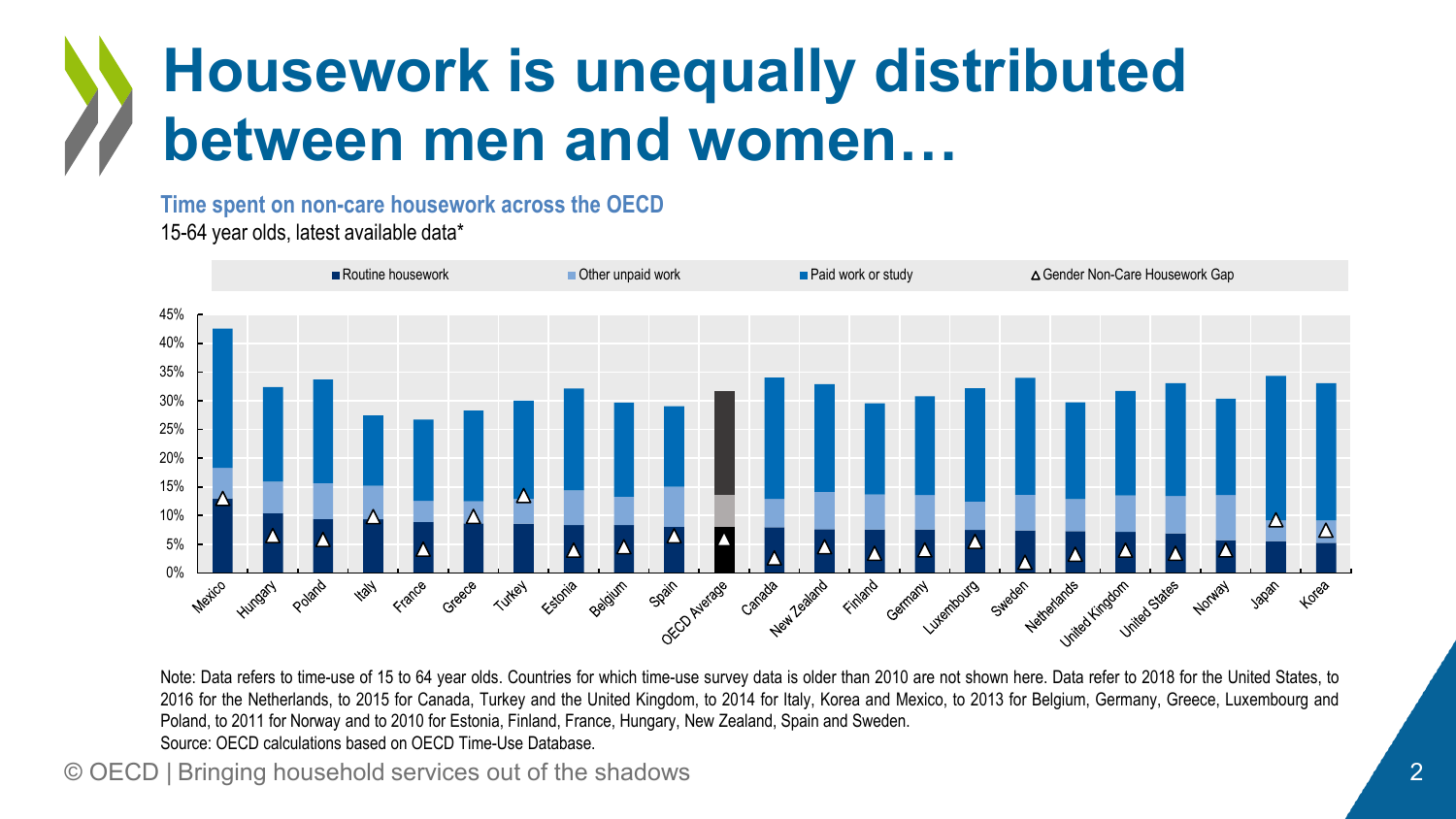# Housework is unequally distributed between men and women…

**Time spent on non-care housework across the OECD**

15-64 year olds, latest available data*

Note: Data refers to time-use of 15 to 64 year olds. Countries for which time-use survey data is older than 2010 are not shown here. Data refer to 2018 for the United States, to 2016 for the Netherlands, to 2015 for Canada, Turkey and the United Kingdom, to 2014 for Italy, Korea and Mexico, to 2013 for Belgium, Germany, Greece, Luxembourg and Poland, to 2011 for Norway and to 2010 for Estonia, Finland, France, Hungary, New Zealand, Spain and Sweden.

Source: OECD calculations based on OECD Time-Use Database.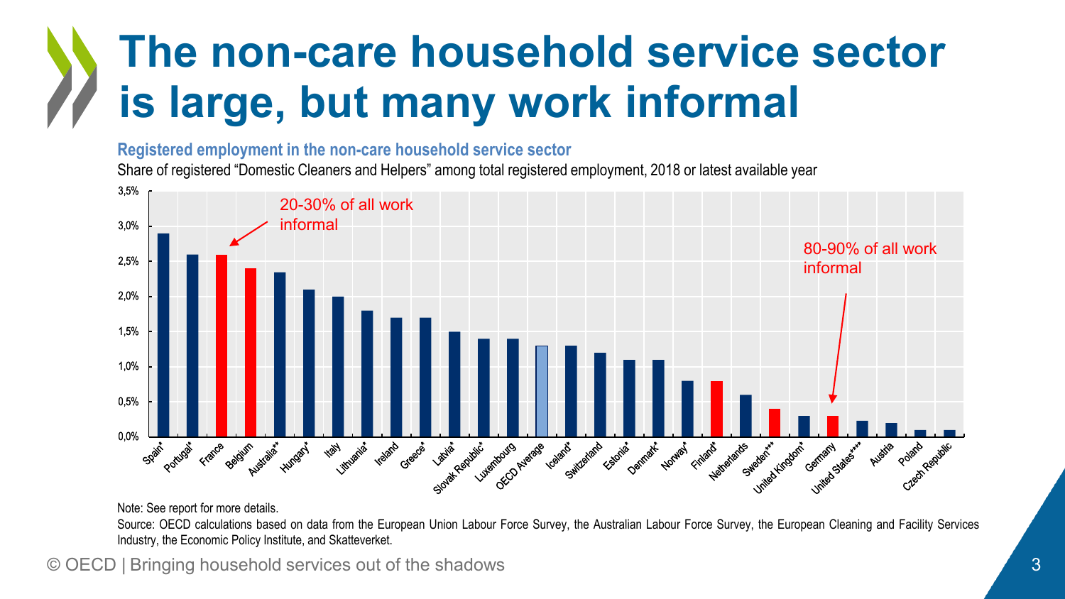# The non-care household service sector is large, but many work informal

**Registered employment in the non-care household service sector**

Share of registered "Domestic Cleaners and Helpers" among total registered employment, 2018 or latest available year

| Country | Share |
|---|---|
| Spain* | 2.9% |
| Portugal* | 2.6% |
| France | 2.6% |
| Belgium | 2.4% |
| Australia** | 2.35% |
| Hungary* | 2.1% |
| Italy | 2.0% |
| Lithuania* | 1.8% |
| Ireland | 1.7% |
| Greece* | 1.7% |
| Latvia* | 1.5% |
| Slovak Republic* | 1.4% |
| Luxembourg | 1.4% |
| OECD Average | 1.3% |
| Iceland* | 1.3% |
| Switzerland | 1.2% |
| Estonia* | 1.1% |
| Denmark* | 1.1% |
| Norway* | 0.8% |
| Finland* | 0.8% |
| Netherlands | 0.6% |
| Sweden*** | 0.4% |
| United Kingdom* | 0.3% |
| Germany | 0.3% |
| United States**** | 0.23% |
| Austria | 0.2% |
| Poland | 0.1% |
| Czech Republic | 0.1% |

20-30% of all work informal (France)

80-90% of all work informal (Germany)

Note: See report for more details.

Source: OECD calculations based on data from the European Union Labour Force Survey, the Australian Labour Force Survey, the European Cleaning and Facility Services Industry, the Economic Policy Institute, and Skatteverket.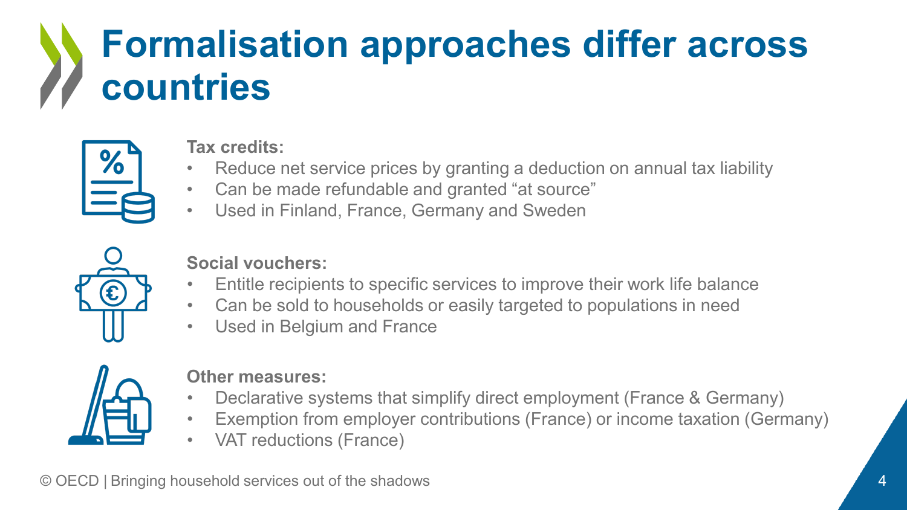# Formalisation approaches differ across countries

**Tax credits:**

- Reduce net service prices by granting a deduction on annual tax liability
- Can be made refundable and granted "at source"
- Used in Finland, France, Germany and Sweden

**Social vouchers:**

- Entitle recipients to specific services to improve their work life balance
- Can be sold to households or easily targeted to populations in need
- Used in Belgium and France

**Other measures:**

- Declarative systems that simplify direct employment (France & Germany)
- Exemption from employer contributions (France) or income taxation (Germany)
- VAT reductions (France)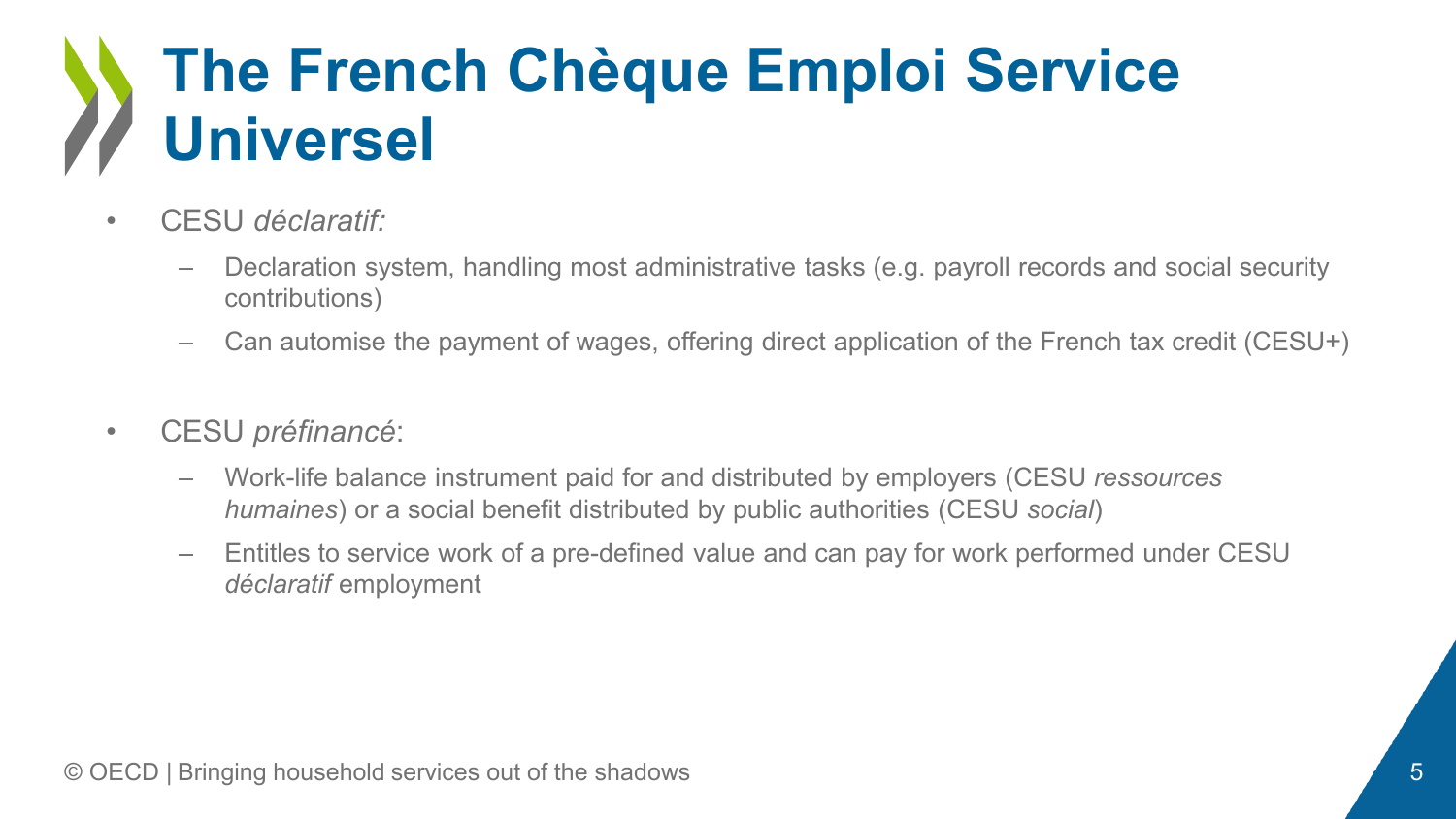# The French Chèque Emploi Service Universel

- CESU *déclaratif:*
  - Declaration system, handling most administrative tasks (e.g. payroll records and social security contributions)
  - Can automise the payment of wages, offering direct application of the French tax credit (CESU+)

- CESU *préfinancé*:
  - Work-life balance instrument paid for and distributed by employers (CESU *ressources humaines*) or a social benefit distributed by public authorities (CESU *social*)
  - Entitles to service work of a pre-defined value and can pay for work performed under CESU *déclaratif* employment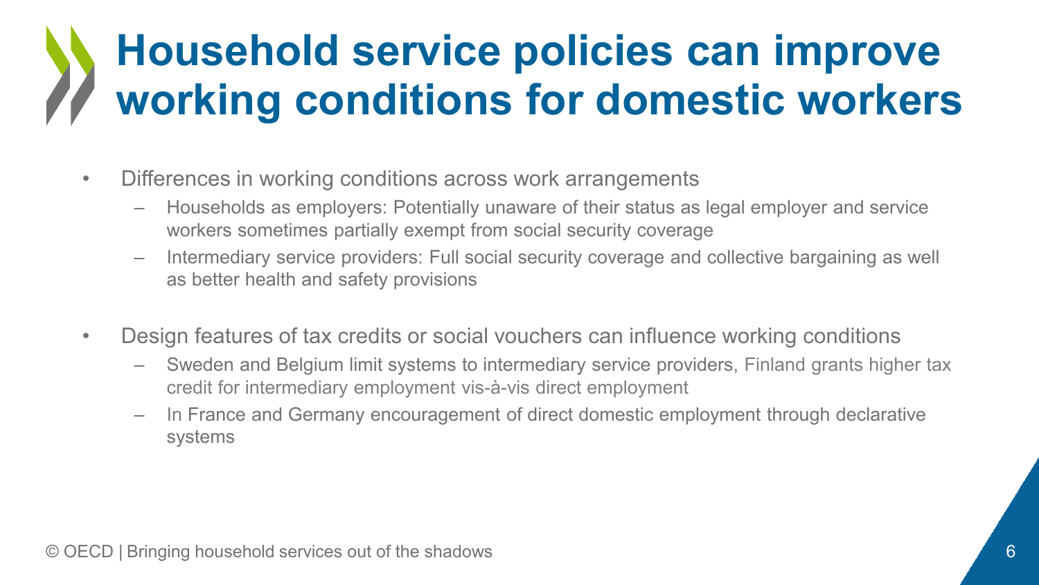# Household service policies can improve working conditions for domestic workers

- Differences in working conditions across work arrangements
  - Households as employers: Potentially unaware of their status as legal employer and service workers sometimes partially exempt from social security coverage
  - Intermediary service providers: Full social security coverage and collective bargaining as well as better health and safety provisions

- Design features of tax credits or social vouchers can influence working conditions
  - Sweden and Belgium limit systems to intermediary service providers, Finland grants higher tax credit for intermediary employment vis-à-vis direct employment
  - In France and Germany encouragement of direct domestic employment through declarative systems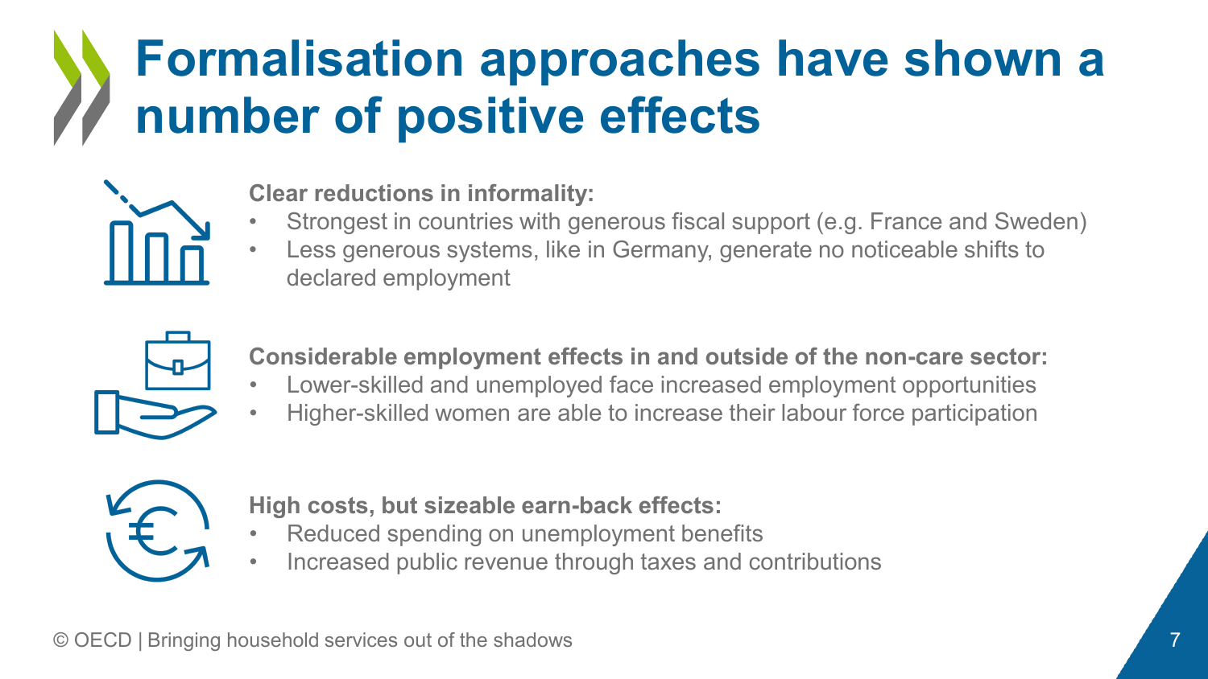# Formalisation approaches have shown a number of positive effects

**Clear reductions in informality:**

- Strongest in countries with generous fiscal support (e.g. France and Sweden)
- Less generous systems, like in Germany, generate no noticeable shifts to declared employment

**Considerable employment effects in and outside of the non-care sector:**

- Lower-skilled and unemployed face increased employment opportunities
- Higher-skilled women are able to increase their labour force participation

**High costs, but sizeable earn-back effects:**

- Reduced spending on unemployment benefits
- Increased public revenue through taxes and contributions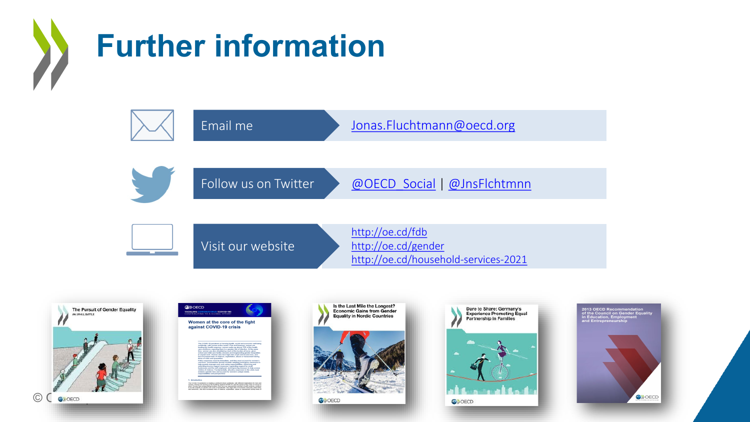# Further information

| | |
|---|---|
| Email me | Jonas.Fluchtmann@oecd.org |
| Follow us on Twitter | @OECD_Social \| @JnsFlchtmnn |
| Visit our website | http://oe.cd/fdb<br>http://oe.cd/gender<br>http://oe.cd/household-services-2021 |

The Pursuit of Gender Equality: An Uphill Battle

Tackling Coronavirus (COVID-19): Women at the core of the fight against COVID-19 crisis

Is the Last Mile the Longest? Economic Gains from Gender Equality in Nordic Countries

Dare to Share: Germany's Experience Promoting Equal Partnership in Families

2013 OECD Recommendation of the Council on Gender Equality in Education, Employment and Entrepreneurship